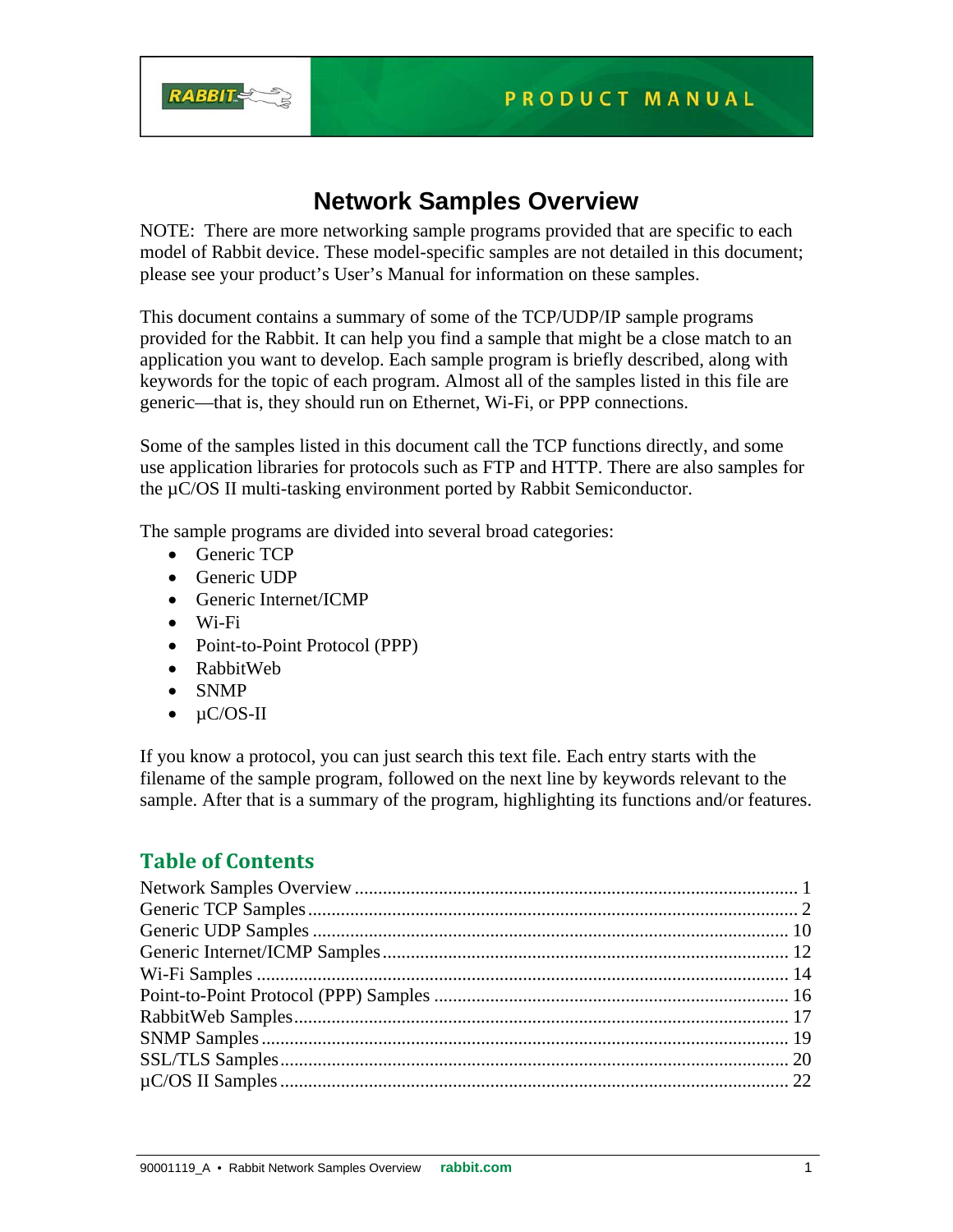PRODUCT MANUAL

# Network Samples Overview

NOTE: There are more networking sample programs provided that are specific to each model of Rabbit device. These model-specific samples are not detailed in this document; please see your product's User's Manual for information on these samples.

This document contains a summary of some of the TCP/UDP/IP sample programs provided for the Rabbit. It can help you find a sample that might be a close match to an application you want to develop. Each sample program is briefly described, along with keywords for the topic of each program. Almost all of the samples listed in this file are generic—that is, they should run on Ethernet, Wi-Fi, or PPP connections.

Some of the samples listed in this document call the TCP functions directly, and some use application libraries for protocols such as FTP and HTTP. There are also samples for the µC/OS II multi-tasking environment ported by Rabbit Semiconductor.

The sample programs are divided into several broad categories:

- Generic TCP
- Generic UDP
- Generic Internet/ICMP
- Wi-Fi
- Point-to-Point Protocol (PPP)
- RabbitWeb
- SNMP
- µC/OS-II

If you know a protocol, you can just search this text file. Each entry starts with the filename of the sample program, followed on the next line by keywords relevant to the sample. After that is a summary of the program, highlighting its functions and/or features.

## Table of Contents

Network Samples Overview ........ 1
Generic TCP Samples ........ 2
Generic UDP Samples ........ 10
Generic Internet/ICMP Samples ........ 12
Wi-Fi Samples ........ 14
Point-to-Point Protocol (PPP) Samples ........ 16
RabbitWeb Samples ........ 17
SNMP Samples ........ 19
SSL/TLS Samples ........ 20
µC/OS II Samples ........ 22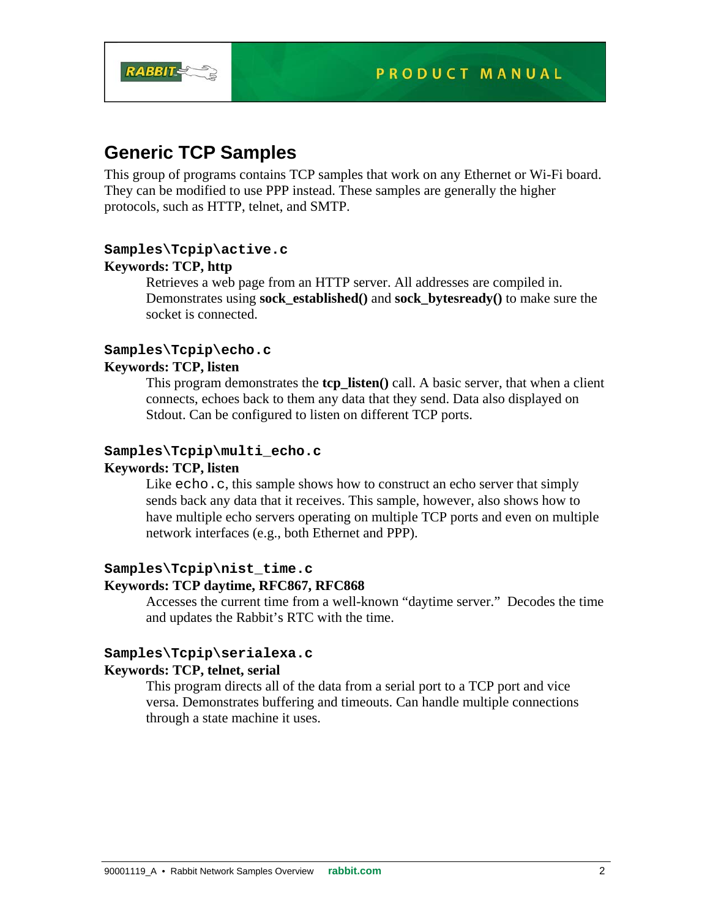## Generic TCP Samples

This group of programs contains TCP samples that work on any Ethernet or Wi-Fi board. They can be modified to use PPP instead. These samples are generally the higher protocols, such as HTTP, telnet, and SMTP.

### `Samples\Tcpip\active.c`

**Keywords: TCP, http**

Retrieves a web page from an HTTP server. All addresses are compiled in. Demonstrates using **sock_established()** and **sock_bytesready()** to make sure the socket is connected.

### `Samples\Tcpip\echo.c`

**Keywords: TCP, listen**

This program demonstrates the **tcp_listen()** call. A basic server, that when a client connects, echoes back to them any data that they send. Data also displayed on Stdout. Can be configured to listen on different TCP ports.

### `Samples\Tcpip\multi_echo.c`

**Keywords: TCP, listen**

Like `echo.c`, this sample shows how to construct an echo server that simply sends back any data that it receives. This sample, however, also shows how to have multiple echo servers operating on multiple TCP ports and even on multiple network interfaces (e.g., both Ethernet and PPP).

### `Samples\Tcpip\nist_time.c`

**Keywords: TCP daytime, RFC867, RFC868**

Accesses the current time from a well-known "daytime server." Decodes the time and updates the Rabbit's RTC with the time.

### `Samples\Tcpip\serialexa.c`

**Keywords: TCP, telnet, serial**

This program directs all of the data from a serial port to a TCP port and vice versa. Demonstrates buffering and timeouts. Can handle multiple connections through a state machine it uses.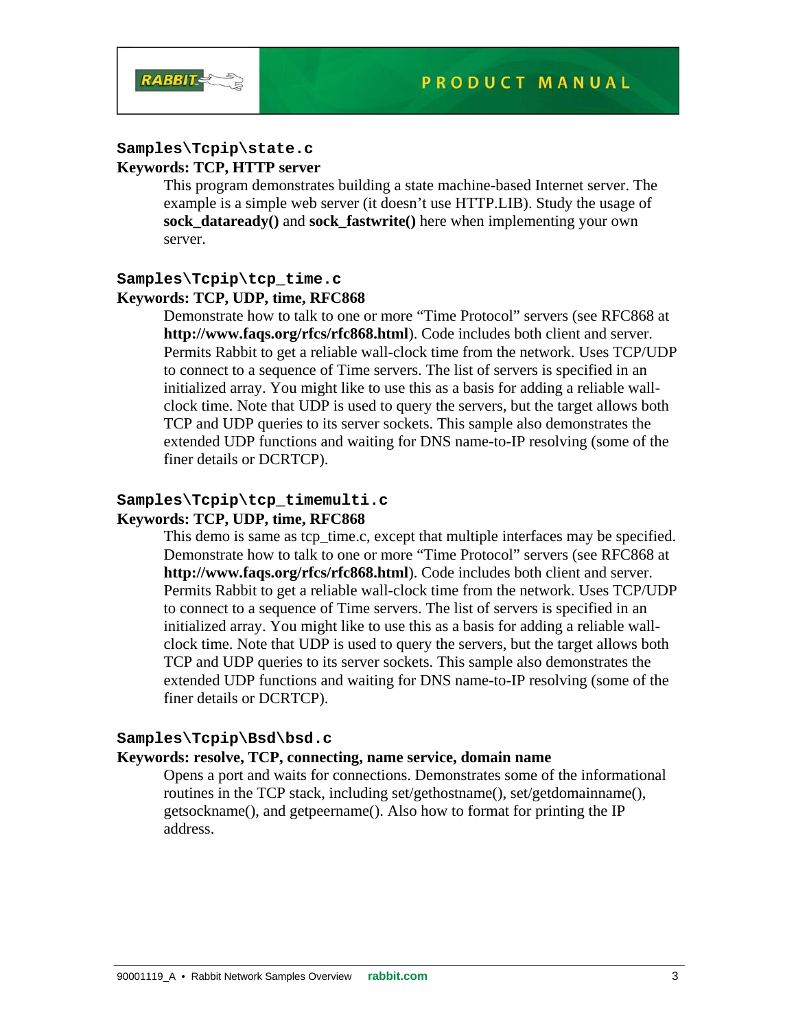### `Samples\Tcpip\state.c`

**Keywords: TCP, HTTP server**

This program demonstrates building a state machine-based Internet server. The example is a simple web server (it doesn't use HTTP.LIB). Study the usage of **sock_dataready()** and **sock_fastwrite()** here when implementing your own server.

### `Samples\Tcpip\tcp_time.c`

**Keywords: TCP, UDP, time, RFC868**

Demonstrate how to talk to one or more "Time Protocol" servers (see RFC868 at **http://www.faqs.org/rfcs/rfc868.html**). Code includes both client and server. Permits Rabbit to get a reliable wall-clock time from the network. Uses TCP/UDP to connect to a sequence of Time servers. The list of servers is specified in an initialized array. You might like to use this as a basis for adding a reliable wall-clock time. Note that UDP is used to query the servers, but the target allows both TCP and UDP queries to its server sockets. This sample also demonstrates the extended UDP functions and waiting for DNS name-to-IP resolving (some of the finer details or DCRTCP).

### `Samples\Tcpip\tcp_timemulti.c`

**Keywords: TCP, UDP, time, RFC868**

This demo is same as tcp_time.c, except that multiple interfaces may be specified. Demonstrate how to talk to one or more "Time Protocol" servers (see RFC868 at **http://www.faqs.org/rfcs/rfc868.html**). Code includes both client and server. Permits Rabbit to get a reliable wall-clock time from the network. Uses TCP/UDP to connect to a sequence of Time servers. The list of servers is specified in an initialized array. You might like to use this as a basis for adding a reliable wall-clock time. Note that UDP is used to query the servers, but the target allows both TCP and UDP queries to its server sockets. This sample also demonstrates the extended UDP functions and waiting for DNS name-to-IP resolving (some of the finer details or DCRTCP).

### `Samples\Tcpip\Bsd\bsd.c`

**Keywords: resolve, TCP, connecting, name service, domain name**

Opens a port and waits for connections. Demonstrates some of the informational routines in the TCP stack, including set/gethostname(), set/getdomainname(), getsockname(), and getpeername(). Also how to format for printing the IP address.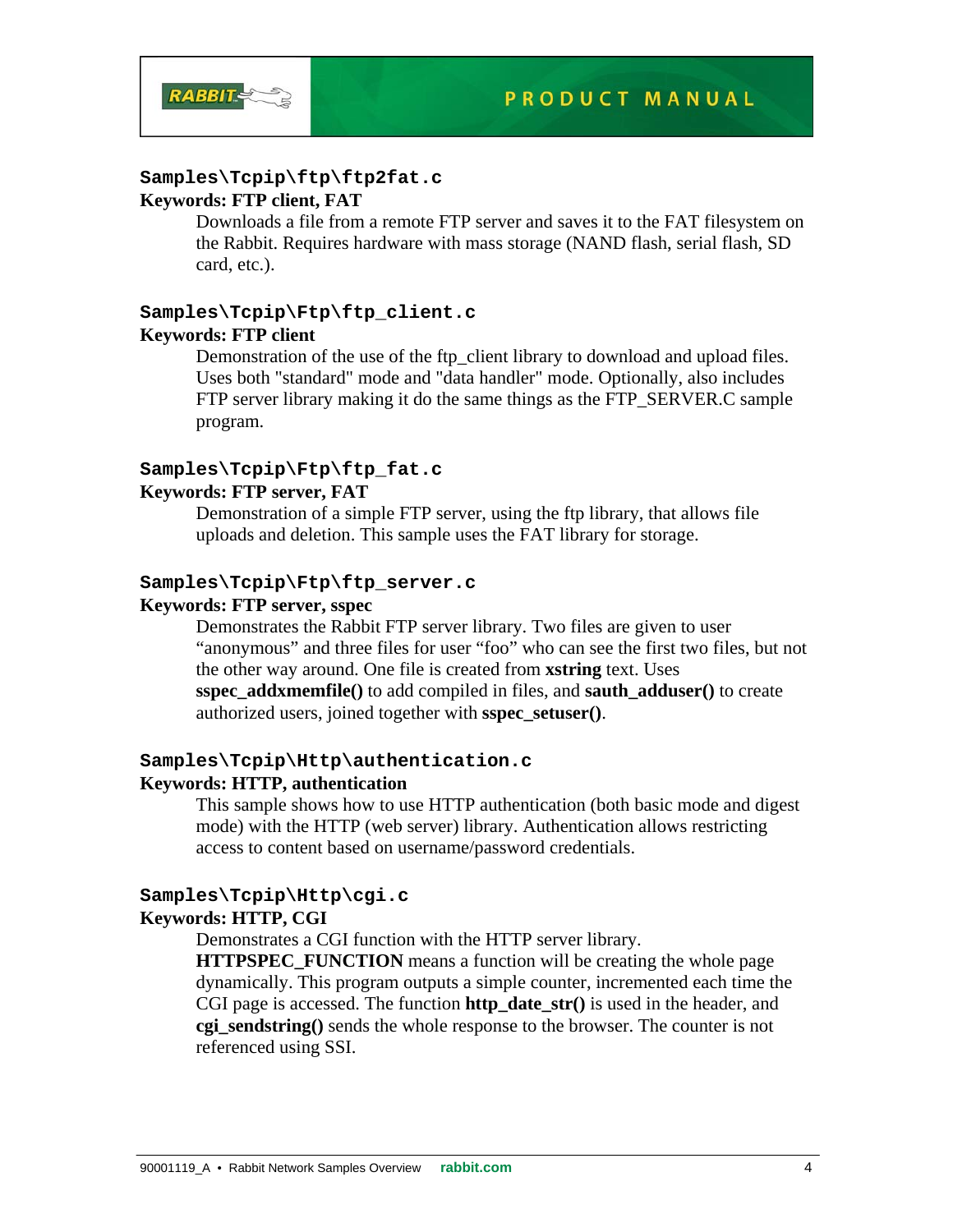**Samples\Tcpip\ftp\ftp2fat.c**

**Keywords: FTP client, FAT**

Downloads a file from a remote FTP server and saves it to the FAT filesystem on the Rabbit. Requires hardware with mass storage (NAND flash, serial flash, SD card, etc.).

**Samples\Tcpip\Ftp\ftp_client.c**

**Keywords: FTP client**

Demonstration of the use of the ftp_client library to download and upload files. Uses both "standard" mode and "data handler" mode. Optionally, also includes FTP server library making it do the same things as the FTP_SERVER.C sample program.

**Samples\Tcpip\Ftp\ftp_fat.c**

**Keywords: FTP server, FAT**

Demonstration of a simple FTP server, using the ftp library, that allows file uploads and deletion. This sample uses the FAT library for storage.

**Samples\Tcpip\Ftp\ftp_server.c**

**Keywords: FTP server, sspec**

Demonstrates the Rabbit FTP server library. Two files are given to user “anonymous” and three files for user “foo” who can see the first two files, but not the other way around. One file is created from **xstring** text. Uses **sspec_addxmemfile()** to add compiled in files, and **sauth_adduser()** to create authorized users, joined together with **sspec_setuser()**.

**Samples\Tcpip\Http\authentication.c**

**Keywords: HTTP, authentication**

This sample shows how to use HTTP authentication (both basic mode and digest mode) with the HTTP (web server) library. Authentication allows restricting access to content based on username/password credentials.

**Samples\Tcpip\Http\cgi.c**

**Keywords: HTTP, CGI**

Demonstrates a CGI function with the HTTP server library. **HTTPSPEC_FUNCTION** means a function will be creating the whole page dynamically. This program outputs a simple counter, incremented each time the CGI page is accessed. The function **http_date_str()** is used in the header, and **cgi_sendstring()** sends the whole response to the browser. The counter is not referenced using SSI.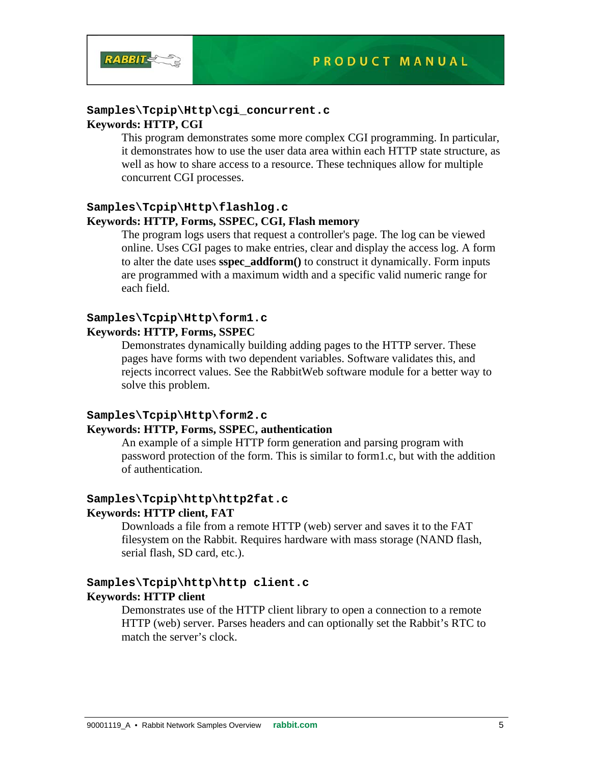**Samples\Tcpip\Http\cgi_concurrent.c**

**Keywords: HTTP, CGI**

This program demonstrates some more complex CGI programming. In particular, it demonstrates how to use the user data area within each HTTP state structure, as well as how to share access to a resource. These techniques allow for multiple concurrent CGI processes.

**Samples\Tcpip\Http\flashlog.c**

**Keywords: HTTP, Forms, SSPEC, CGI, Flash memory**

The program logs users that request a controller's page. The log can be viewed online. Uses CGI pages to make entries, clear and display the access log. A form to alter the date uses **sspec_addform()** to construct it dynamically. Form inputs are programmed with a maximum width and a specific valid numeric range for each field.

**Samples\Tcpip\Http\form1.c**

**Keywords: HTTP, Forms, SSPEC**

Demonstrates dynamically building adding pages to the HTTP server. These pages have forms with two dependent variables. Software validates this, and rejects incorrect values. See the RabbitWeb software module for a better way to solve this problem.

**Samples\Tcpip\Http\form2.c**

**Keywords: HTTP, Forms, SSPEC, authentication**

An example of a simple HTTP form generation and parsing program with password protection of the form. This is similar to form1.c, but with the addition of authentication.

**Samples\Tcpip\http\http2fat.c**

**Keywords: HTTP client, FAT**

Downloads a file from a remote HTTP (web) server and saves it to the FAT filesystem on the Rabbit. Requires hardware with mass storage (NAND flash, serial flash, SD card, etc.).

**Samples\Tcpip\http\http client.c**

**Keywords: HTTP client**

Demonstrates use of the HTTP client library to open a connection to a remote HTTP (web) server. Parses headers and can optionally set the Rabbit's RTC to match the server's clock.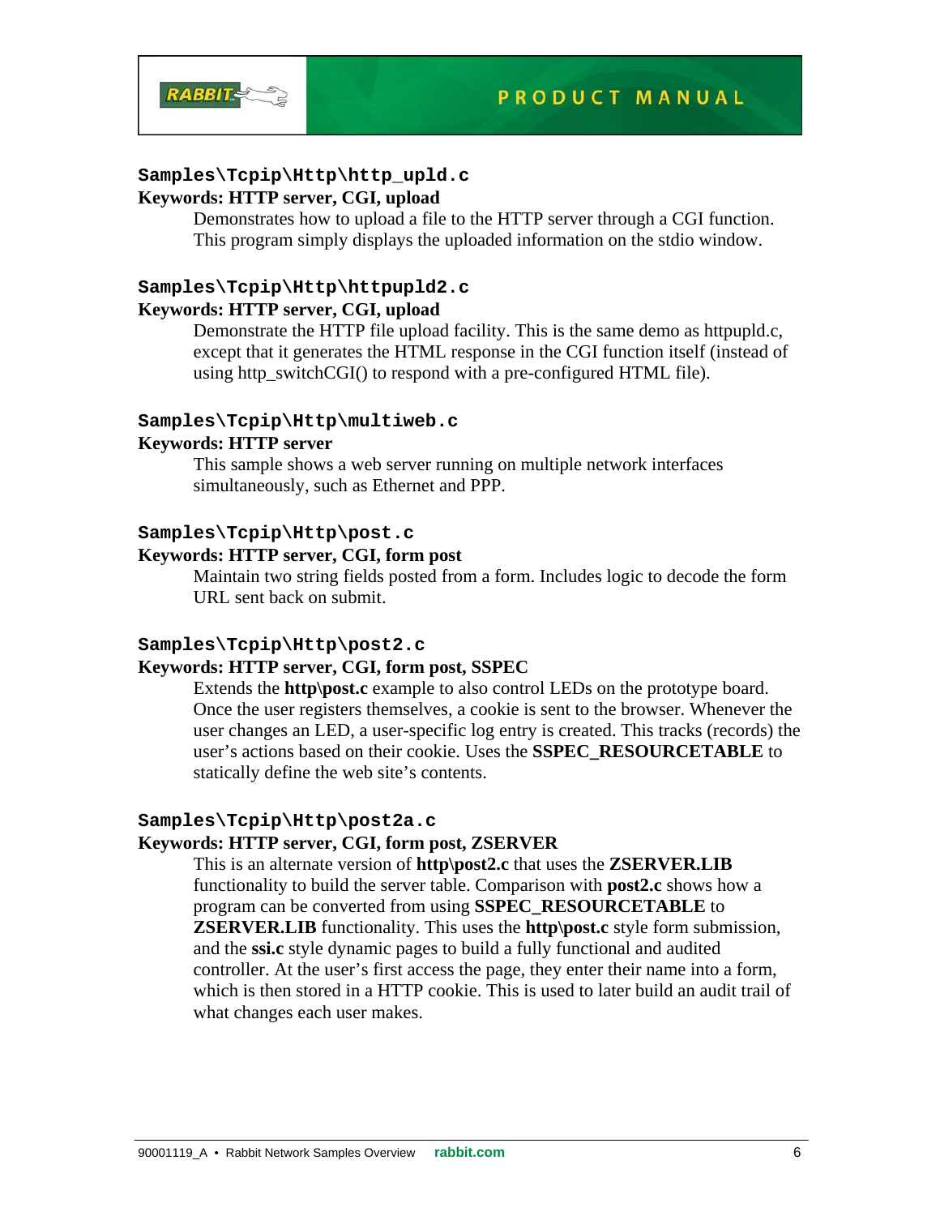### `Samples\Tcpip\Http\http_upld.c`

**Keywords: HTTP server, CGI, upload**

Demonstrates how to upload a file to the HTTP server through a CGI function. This program simply displays the uploaded information on the stdio window.

### `Samples\Tcpip\Http\httpupld2.c`

**Keywords: HTTP server, CGI, upload**

Demonstrate the HTTP file upload facility. This is the same demo as httpupld.c, except that it generates the HTML response in the CGI function itself (instead of using http_switchCGI() to respond with a pre-configured HTML file).

### `Samples\Tcpip\Http\multiweb.c`

**Keywords: HTTP server**

This sample shows a web server running on multiple network interfaces simultaneously, such as Ethernet and PPP.

### `Samples\Tcpip\Http\post.c`

**Keywords: HTTP server, CGI, form post**

Maintain two string fields posted from a form. Includes logic to decode the form URL sent back on submit.

### `Samples\Tcpip\Http\post2.c`

**Keywords: HTTP server, CGI, form post, SSPEC**

Extends the **http\post.c** example to also control LEDs on the prototype board. Once the user registers themselves, a cookie is sent to the browser. Whenever the user changes an LED, a user-specific log entry is created. This tracks (records) the user's actions based on their cookie. Uses the **SSPEC_RESOURCETABLE** to statically define the web site's contents.

### `Samples\Tcpip\Http\post2a.c`

**Keywords: HTTP server, CGI, form post, ZSERVER**

This is an alternate version of **http\post2.c** that uses the **ZSERVER.LIB** functionality to build the server table. Comparison with **post2.c** shows how a program can be converted from using **SSPEC_RESOURCETABLE** to **ZSERVER.LIB** functionality. This uses the **http\post.c** style form submission, and the **ssi.c** style dynamic pages to build a fully functional and audited controller. At the user's first access the page, they enter their name into a form, which is then stored in a HTTP cookie. This is used to later build an audit trail of what changes each user makes.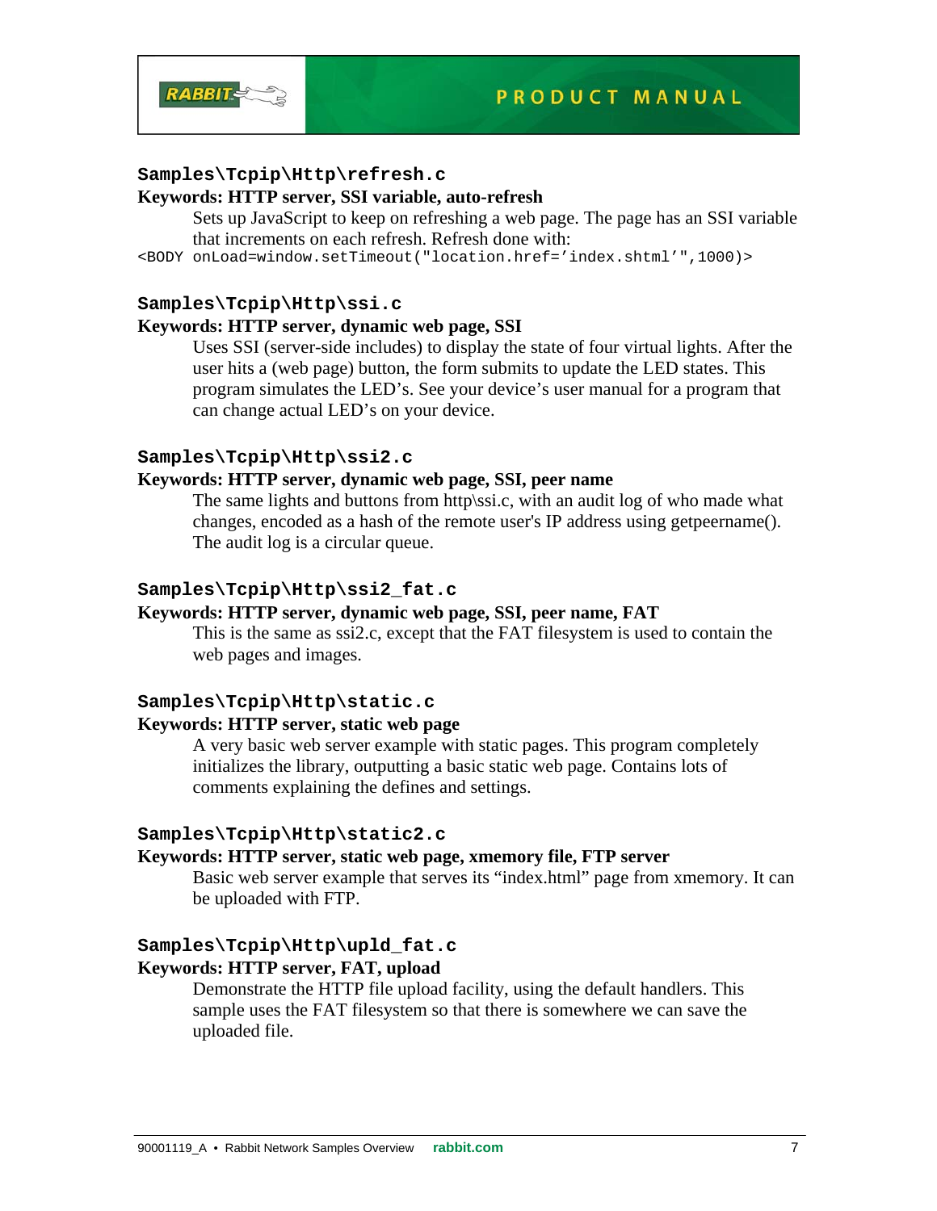### Samples\Tcpip\Http\refresh.c

**Keywords: HTTP server, SSI variable, auto-refresh**

Sets up JavaScript to keep on refreshing a web page. The page has an SSI variable that increments on each refresh. Refresh done with:

```
<BODY onLoad=window.setTimeout("location.href='index.shtml'",1000)>
```

### Samples\Tcpip\Http\ssi.c

**Keywords: HTTP server, dynamic web page, SSI**

Uses SSI (server-side includes) to display the state of four virtual lights. After the user hits a (web page) button, the form submits to update the LED states. This program simulates the LED's. See your device's user manual for a program that can change actual LED's on your device.

### Samples\Tcpip\Http\ssi2.c

**Keywords: HTTP server, dynamic web page, SSI, peer name**

The same lights and buttons from http\ssi.c, with an audit log of who made what changes, encoded as a hash of the remote user's IP address using getpeername(). The audit log is a circular queue.

### Samples\Tcpip\Http\ssi2_fat.c

**Keywords: HTTP server, dynamic web page, SSI, peer name, FAT**

This is the same as ssi2.c, except that the FAT filesystem is used to contain the web pages and images.

### Samples\Tcpip\Http\static.c

**Keywords: HTTP server, static web page**

A very basic web server example with static pages. This program completely initializes the library, outputting a basic static web page. Contains lots of comments explaining the defines and settings.

### Samples\Tcpip\Http\static2.c

**Keywords: HTTP server, static web page, xmemory file, FTP server**

Basic web server example that serves its "index.html" page from xmemory. It can be uploaded with FTP.

### Samples\Tcpip\Http\upld_fat.c

**Keywords: HTTP server, FAT, upload**

Demonstrate the HTTP file upload facility, using the default handlers. This sample uses the FAT filesystem so that there is somewhere we can save the uploaded file.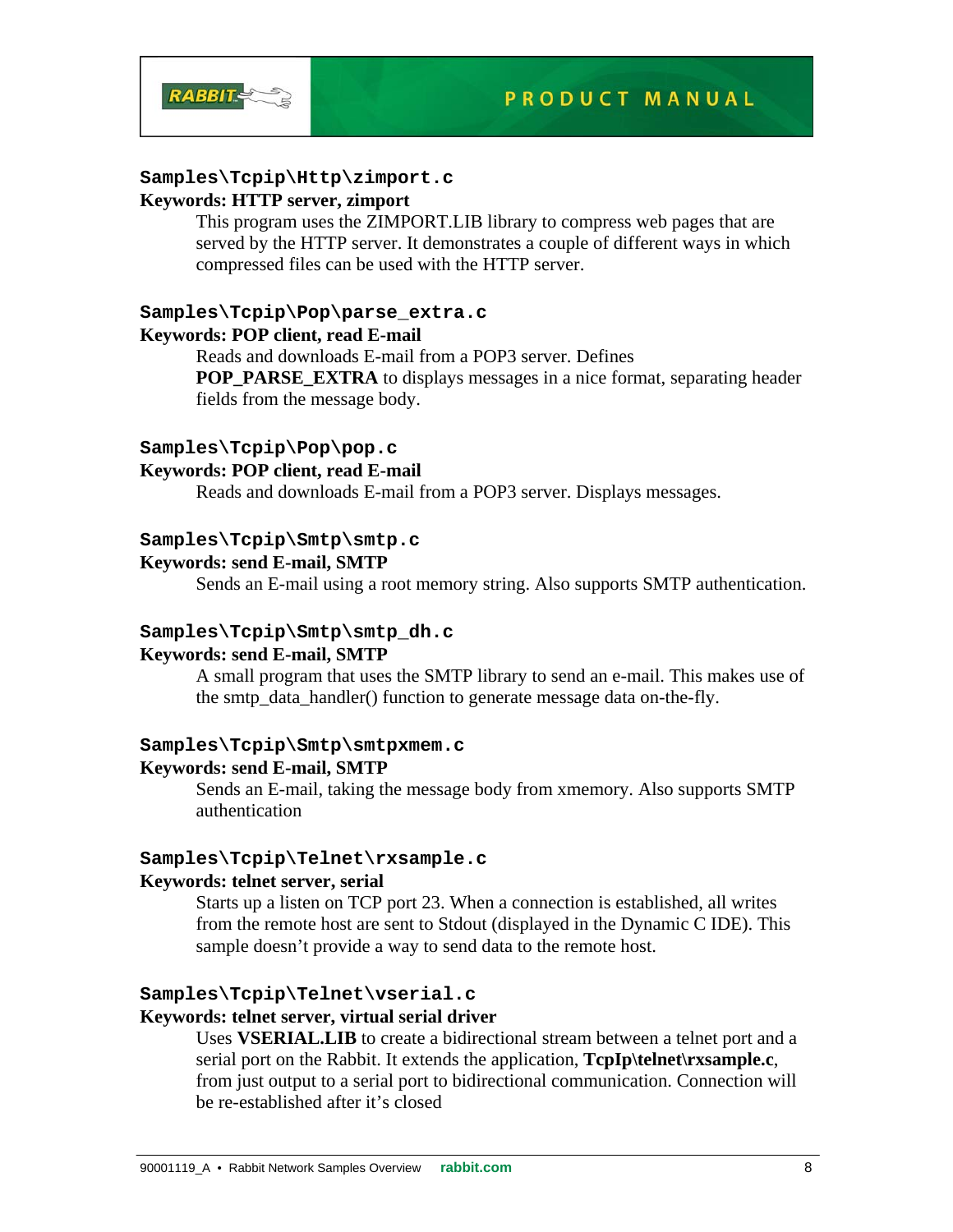**`Samples\Tcpip\Http\zimport.c`**

**Keywords: HTTP server, zimport**

This program uses the ZIMPORT.LIB library to compress web pages that are served by the HTTP server. It demonstrates a couple of different ways in which compressed files can be used with the HTTP server.

**`Samples\Tcpip\Pop\parse_extra.c`**

**Keywords: POP client, read E-mail**

Reads and downloads E-mail from a POP3 server. Defines **POP_PARSE_EXTRA** to displays messages in a nice format, separating header fields from the message body.

**`Samples\Tcpip\Pop\pop.c`**

**Keywords: POP client, read E-mail**

Reads and downloads E-mail from a POP3 server. Displays messages.

**`Samples\Tcpip\Smtp\smtp.c`**

**Keywords: send E-mail, SMTP**

Sends an E-mail using a root memory string. Also supports SMTP authentication.

**`Samples\Tcpip\Smtp\smtp_dh.c`**

**Keywords: send E-mail, SMTP**

A small program that uses the SMTP library to send an e-mail. This makes use of the smtp_data_handler() function to generate message data on-the-fly.

**`Samples\Tcpip\Smtp\smtpxmem.c`**

**Keywords: send E-mail, SMTP**

Sends an E-mail, taking the message body from xmemory. Also supports SMTP authentication

**`Samples\Tcpip\Telnet\rxsample.c`**

**Keywords: telnet server, serial**

Starts up a listen on TCP port 23. When a connection is established, all writes from the remote host are sent to Stdout (displayed in the Dynamic C IDE). This sample doesn't provide a way to send data to the remote host.

**`Samples\Tcpip\Telnet\vserial.c`**

**Keywords: telnet server, virtual serial driver**

Uses **VSERIAL.LIB** to create a bidirectional stream between a telnet port and a serial port on the Rabbit. It extends the application, **TcpIp\telnet\rxsample.c**, from just output to a serial port to bidirectional communication. Connection will be re-established after it's closed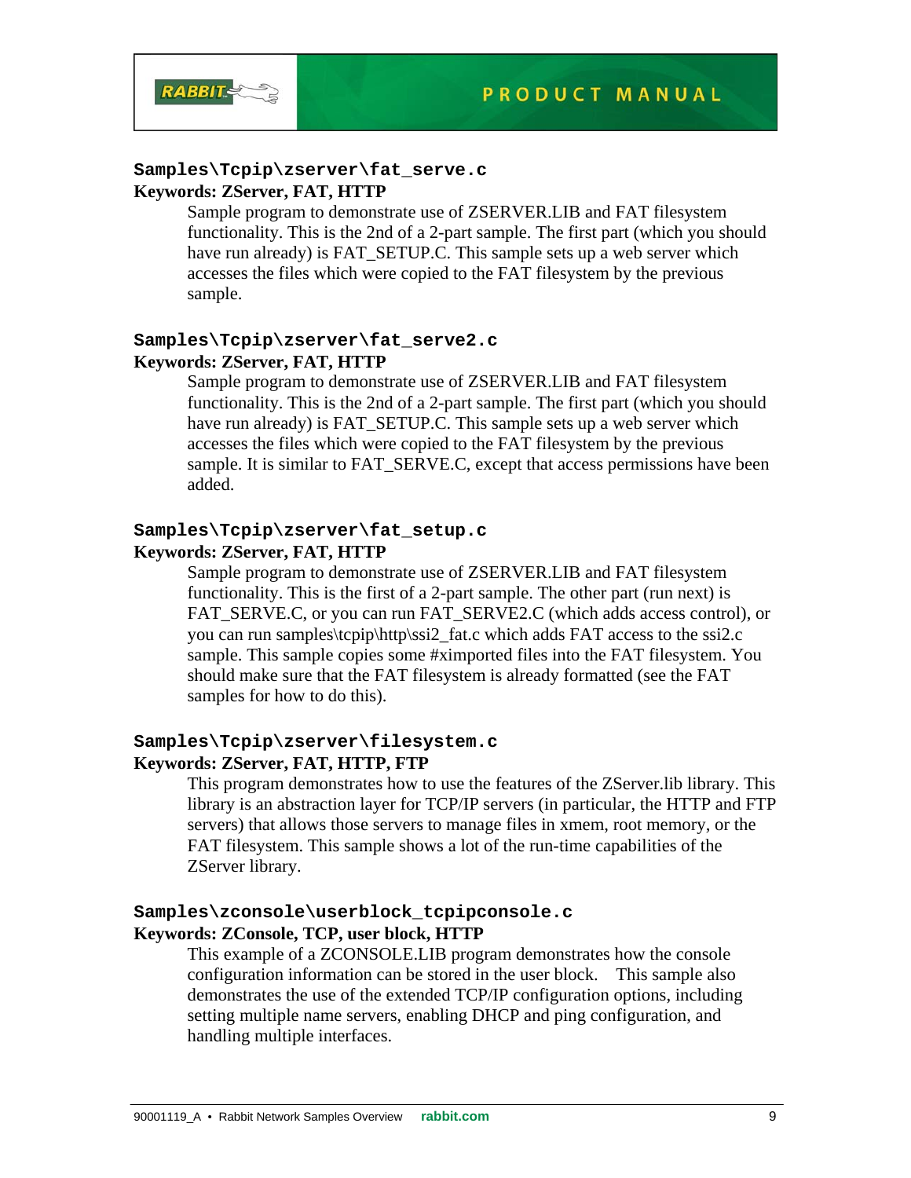### `Samples\Tcpip\zserver\fat_serve.c`

**Keywords: ZServer, FAT, HTTP**

Sample program to demonstrate use of ZSERVER.LIB and FAT filesystem functionality. This is the 2nd of a 2-part sample. The first part (which you should have run already) is FAT_SETUP.C. This sample sets up a web server which accesses the files which were copied to the FAT filesystem by the previous sample.

### `Samples\Tcpip\zserver\fat_serve2.c`

**Keywords: ZServer, FAT, HTTP**

Sample program to demonstrate use of ZSERVER.LIB and FAT filesystem functionality. This is the 2nd of a 2-part sample. The first part (which you should have run already) is FAT_SETUP.C. This sample sets up a web server which accesses the files which were copied to the FAT filesystem by the previous sample. It is similar to FAT_SERVE.C, except that access permissions have been added.

### `Samples\Tcpip\zserver\fat_setup.c`

**Keywords: ZServer, FAT, HTTP**

Sample program to demonstrate use of ZSERVER.LIB and FAT filesystem functionality. This is the first of a 2-part sample. The other part (run next) is FAT_SERVE.C, or you can run FAT_SERVE2.C (which adds access control), or you can run samples\tcpip\http\ssi2_fat.c which adds FAT access to the ssi2.c sample. This sample copies some #ximported files into the FAT filesystem. You should make sure that the FAT filesystem is already formatted (see the FAT samples for how to do this).

### `Samples\Tcpip\zserver\filesystem.c`

**Keywords: ZServer, FAT, HTTP, FTP**

This program demonstrates how to use the features of the ZServer.lib library. This library is an abstraction layer for TCP/IP servers (in particular, the HTTP and FTP servers) that allows those servers to manage files in xmem, root memory, or the FAT filesystem. This sample shows a lot of the run-time capabilities of the ZServer library.

### `Samples\zconsole\userblock_tcpipconsole.c`

**Keywords: ZConsole, TCP, user block, HTTP**

This example of a ZCONSOLE.LIB program demonstrates how the console configuration information can be stored in the user block. This sample also demonstrates the use of the extended TCP/IP configuration options, including setting multiple name servers, enabling DHCP and ping configuration, and handling multiple interfaces.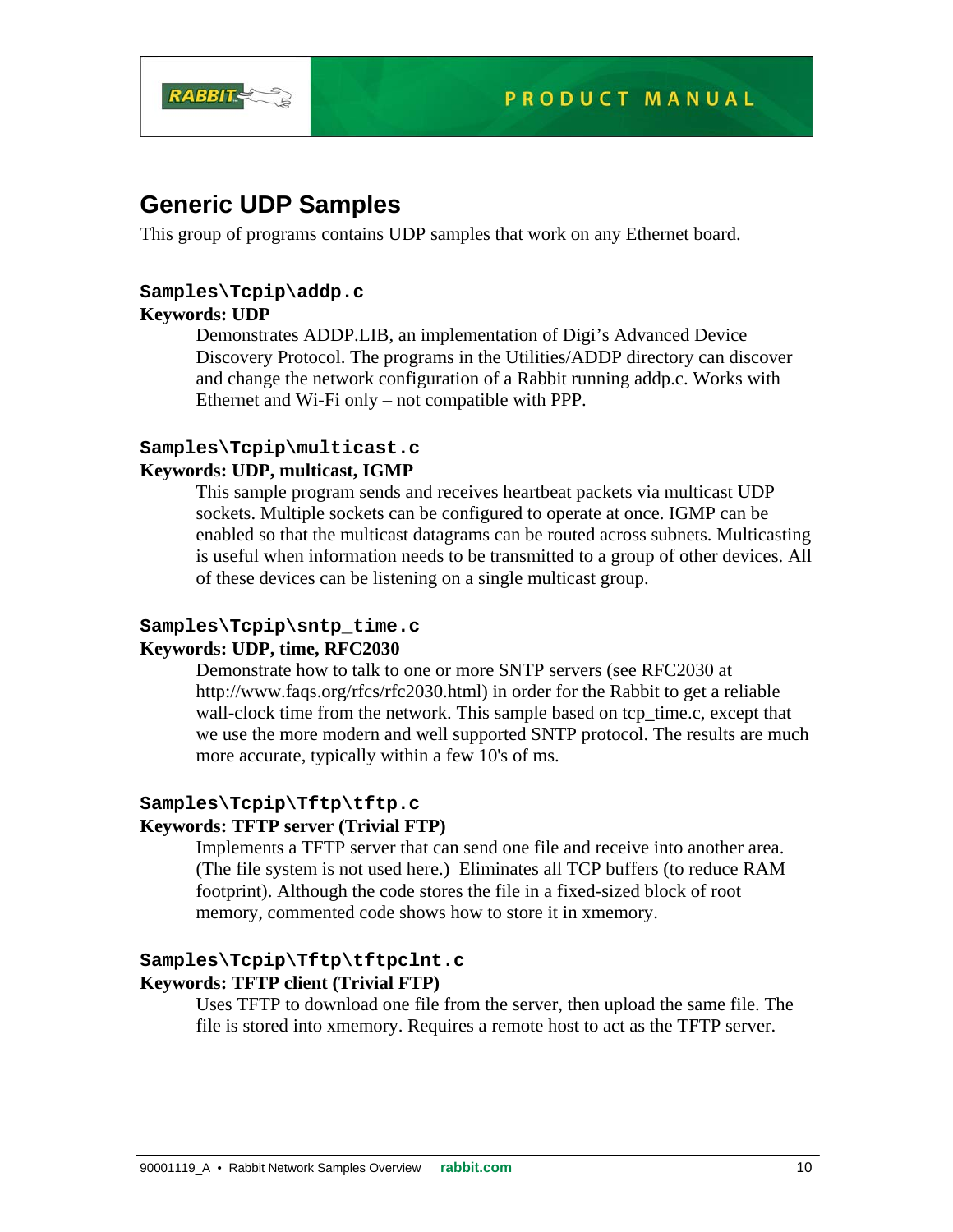## Generic UDP Samples

This group of programs contains UDP samples that work on any Ethernet board.

### `Samples\Tcpip\addp.c`

**Keywords: UDP**

Demonstrates ADDP.LIB, an implementation of Digi's Advanced Device Discovery Protocol. The programs in the Utilities/ADDP directory can discover and change the network configuration of a Rabbit running addp.c. Works with Ethernet and Wi-Fi only – not compatible with PPP.

### `Samples\Tcpip\multicast.c`

**Keywords: UDP, multicast, IGMP**

This sample program sends and receives heartbeat packets via multicast UDP sockets. Multiple sockets can be configured to operate at once. IGMP can be enabled so that the multicast datagrams can be routed across subnets. Multicasting is useful when information needs to be transmitted to a group of other devices. All of these devices can be listening on a single multicast group.

### `Samples\Tcpip\sntp_time.c`

**Keywords: UDP, time, RFC2030**

Demonstrate how to talk to one or more SNTP servers (see RFC2030 at http://www.faqs.org/rfcs/rfc2030.html) in order for the Rabbit to get a reliable wall-clock time from the network. This sample based on tcp_time.c, except that we use the more modern and well supported SNTP protocol. The results are much more accurate, typically within a few 10's of ms.

### `Samples\Tcpip\Tftp\tftp.c`

**Keywords: TFTP server (Trivial FTP)**

Implements a TFTP server that can send one file and receive into another area. (The file system is not used here.) Eliminates all TCP buffers (to reduce RAM footprint). Although the code stores the file in a fixed-sized block of root memory, commented code shows how to store it in xmemory.

### `Samples\Tcpip\Tftp\tftpclnt.c`

**Keywords: TFTP client (Trivial FTP)**

Uses TFTP to download one file from the server, then upload the same file. The file is stored into xmemory. Requires a remote host to act as the TFTP server.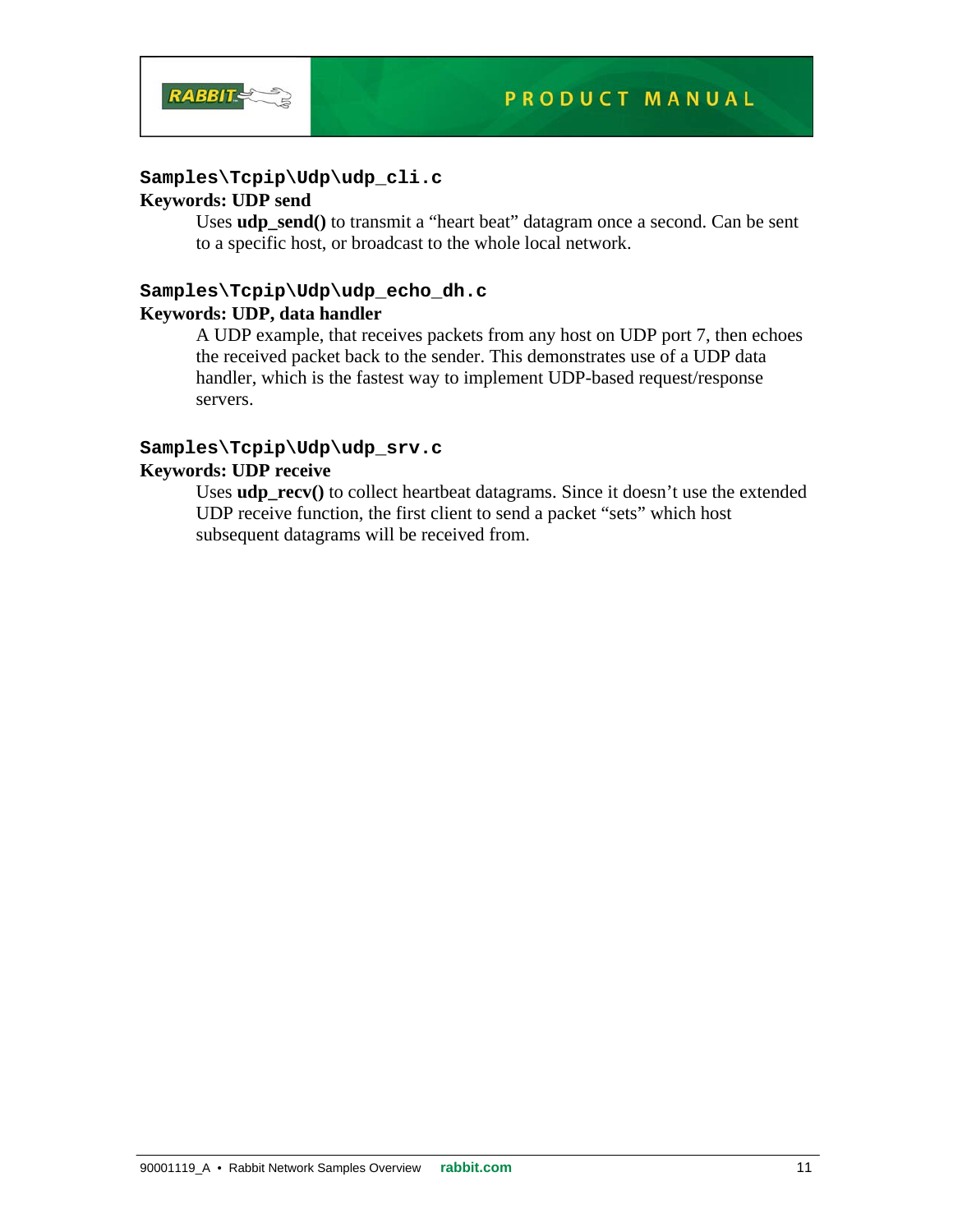### `Samples\Tcpip\Udp\udp_cli.c`

**Keywords: UDP send**

Uses **udp_send()** to transmit a "heart beat" datagram once a second. Can be sent to a specific host, or broadcast to the whole local network.

### `Samples\Tcpip\Udp\udp_echo_dh.c`

**Keywords: UDP, data handler**

A UDP example, that receives packets from any host on UDP port 7, then echoes the received packet back to the sender. This demonstrates use of a UDP data handler, which is the fastest way to implement UDP-based request/response servers.

### `Samples\Tcpip\Udp\udp_srv.c`

**Keywords: UDP receive**

Uses **udp_recv()** to collect heartbeat datagrams. Since it doesn't use the extended UDP receive function, the first client to send a packet "sets" which host subsequent datagrams will be received from.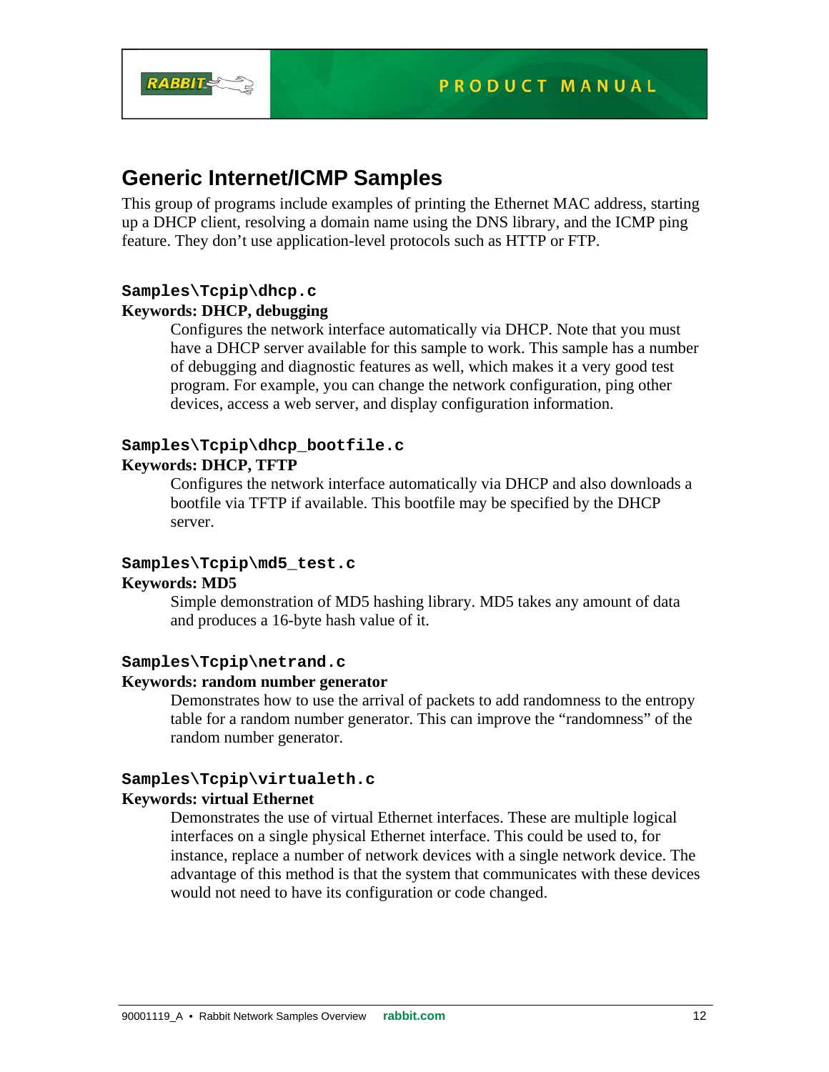## Generic Internet/ICMP Samples

This group of programs include examples of printing the Ethernet MAC address, starting up a DHCP client, resolving a domain name using the DNS library, and the ICMP ping feature. They don't use application-level protocols such as HTTP or FTP.

### `Samples\Tcpip\dhcp.c`

**Keywords: DHCP, debugging**

Configures the network interface automatically via DHCP. Note that you must have a DHCP server available for this sample to work. This sample has a number of debugging and diagnostic features as well, which makes it a very good test program. For example, you can change the network configuration, ping other devices, access a web server, and display configuration information.

### `Samples\Tcpip\dhcp_bootfile.c`

**Keywords: DHCP, TFTP**

Configures the network interface automatically via DHCP and also downloads a bootfile via TFTP if available. This bootfile may be specified by the DHCP server.

### `Samples\Tcpip\md5_test.c`

**Keywords: MD5**

Simple demonstration of MD5 hashing library. MD5 takes any amount of data and produces a 16-byte hash value of it.

### `Samples\Tcpip\netrand.c`

**Keywords: random number generator**

Demonstrates how to use the arrival of packets to add randomness to the entropy table for a random number generator. This can improve the "randomness" of the random number generator.

### `Samples\Tcpip\virtualeth.c`

**Keywords: virtual Ethernet**

Demonstrates the use of virtual Ethernet interfaces. These are multiple logical interfaces on a single physical Ethernet interface. This could be used to, for instance, replace a number of network devices with a single network device. The advantage of this method is that the system that communicates with these devices would not need to have its configuration or code changed.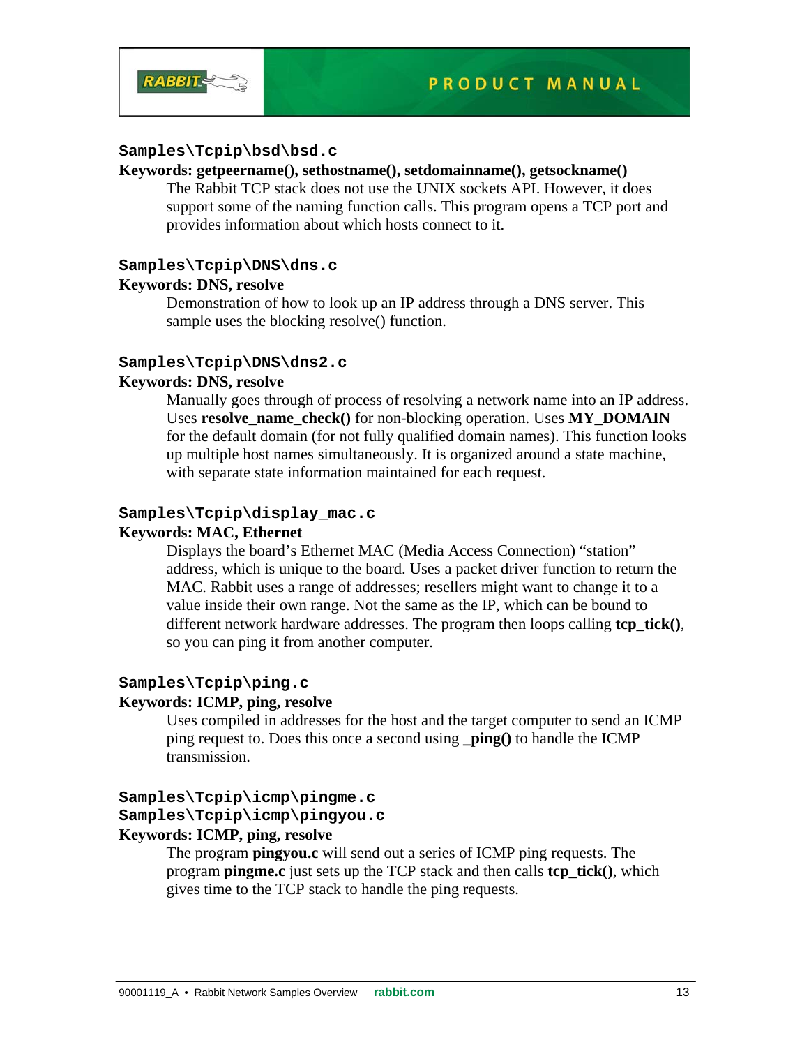**Samples\Tcpip\bsd\bsd.c**

**Keywords: getpeername(), sethostname(), setdomainname(), getsockname()**

The Rabbit TCP stack does not use the UNIX sockets API. However, it does support some of the naming function calls. This program opens a TCP port and provides information about which hosts connect to it.

**Samples\Tcpip\DNS\dns.c**

**Keywords: DNS, resolve**

Demonstration of how to look up an IP address through a DNS server. This sample uses the blocking resolve() function.

**Samples\Tcpip\DNS\dns2.c**

**Keywords: DNS, resolve**

Manually goes through of process of resolving a network name into an IP address. Uses **resolve_name_check()** for non-blocking operation. Uses **MY_DOMAIN** for the default domain (for not fully qualified domain names). This function looks up multiple host names simultaneously. It is organized around a state machine, with separate state information maintained for each request.

**Samples\Tcpip\display_mac.c**

**Keywords: MAC, Ethernet**

Displays the board's Ethernet MAC (Media Access Connection) "station" address, which is unique to the board. Uses a packet driver function to return the MAC. Rabbit uses a range of addresses; resellers might want to change it to a value inside their own range. Not the same as the IP, which can be bound to different network hardware addresses. The program then loops calling **tcp_tick()**, so you can ping it from another computer.

**Samples\Tcpip\ping.c**

**Keywords: ICMP, ping, resolve**

Uses compiled in addresses for the host and the target computer to send an ICMP ping request to. Does this once a second using **_ping()** to handle the ICMP transmission.

**Samples\Tcpip\icmp\pingme.c**
**Samples\Tcpip\icmp\pingyou.c**

**Keywords: ICMP, ping, resolve**

The program **pingyou.c** will send out a series of ICMP ping requests. The program **pingme.c** just sets up the TCP stack and then calls **tcp_tick()**, which gives time to the TCP stack to handle the ping requests.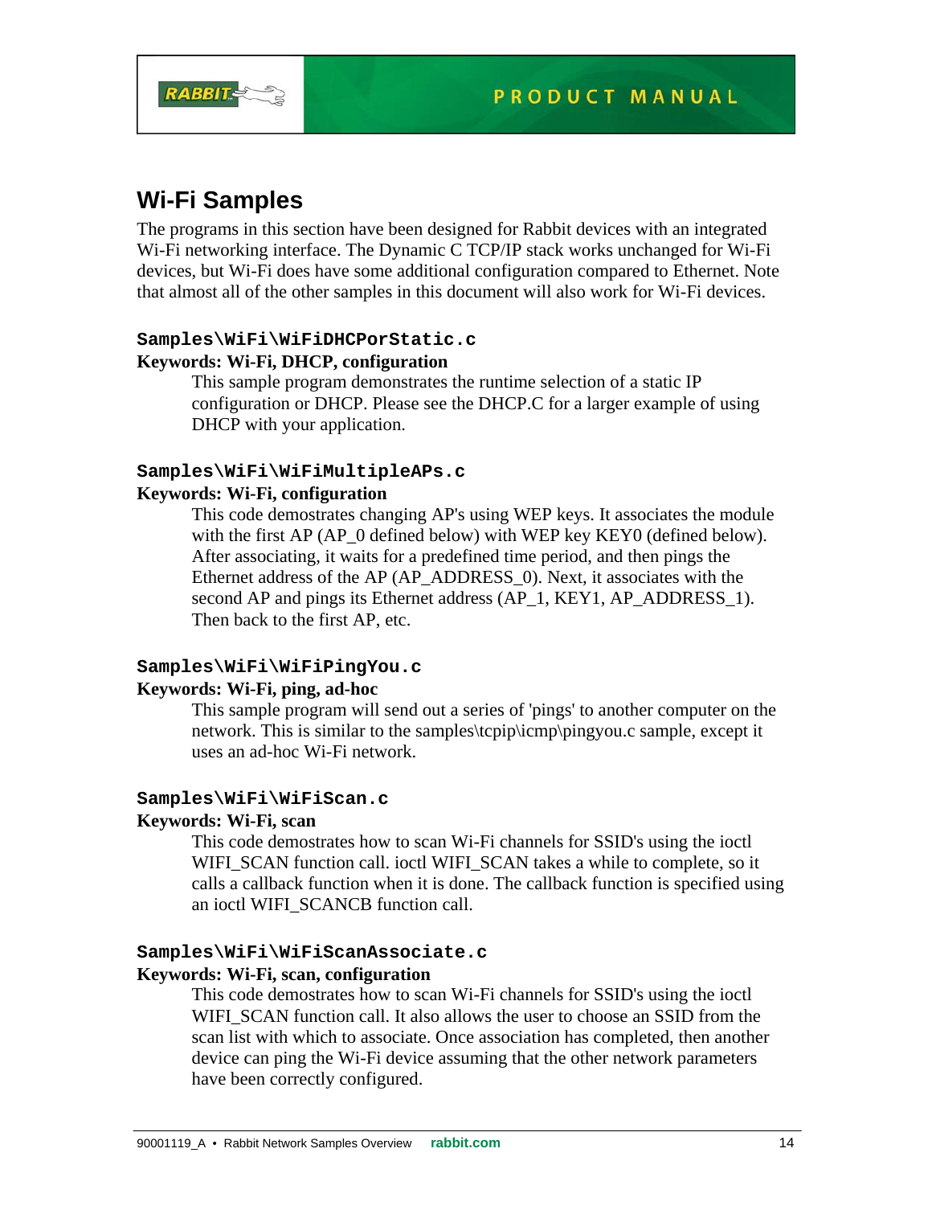## Wi-Fi Samples

The programs in this section have been designed for Rabbit devices with an integrated Wi-Fi networking interface. The Dynamic C TCP/IP stack works unchanged for Wi-Fi devices, but Wi-Fi does have some additional configuration compared to Ethernet. Note that almost all of the other samples in this document will also work for Wi-Fi devices.

### `Samples\WiFi\WiFiDHCPorStatic.c`

**Keywords: Wi-Fi, DHCP, configuration**

This sample program demonstrates the runtime selection of a static IP configuration or DHCP. Please see the DHCP.C for a larger example of using DHCP with your application.

### `Samples\WiFi\WiFiMultipleAPs.c`

**Keywords: Wi-Fi, configuration**

This code demostrates changing AP's using WEP keys. It associates the module with the first AP (AP_0 defined below) with WEP key KEY0 (defined below). After associating, it waits for a predefined time period, and then pings the Ethernet address of the AP (AP_ADDRESS_0). Next, it associates with the second AP and pings its Ethernet address (AP_1, KEY1, AP_ADDRESS_1). Then back to the first AP, etc.

### `Samples\WiFi\WiFiPingYou.c`

**Keywords: Wi-Fi, ping, ad-hoc**

This sample program will send out a series of 'pings' to another computer on the network. This is similar to the samples\tcpip\icmp\pingyou.c sample, except it uses an ad-hoc Wi-Fi network.

### `Samples\WiFi\WiFiScan.c`

**Keywords: Wi-Fi, scan**

This code demostrates how to scan Wi-Fi channels for SSID's using the ioctl WIFI_SCAN function call. ioctl WIFI_SCAN takes a while to complete, so it calls a callback function when it is done. The callback function is specified using an ioctl WIFI_SCANCB function call.

### `Samples\WiFi\WiFiScanAssociate.c`

**Keywords: Wi-Fi, scan, configuration**

This code demostrates how to scan Wi-Fi channels for SSID's using the ioctl WIFI_SCAN function call. It also allows the user to choose an SSID from the scan list with which to associate. Once association has completed, then another device can ping the Wi-Fi device assuming that the other network parameters have been correctly configured.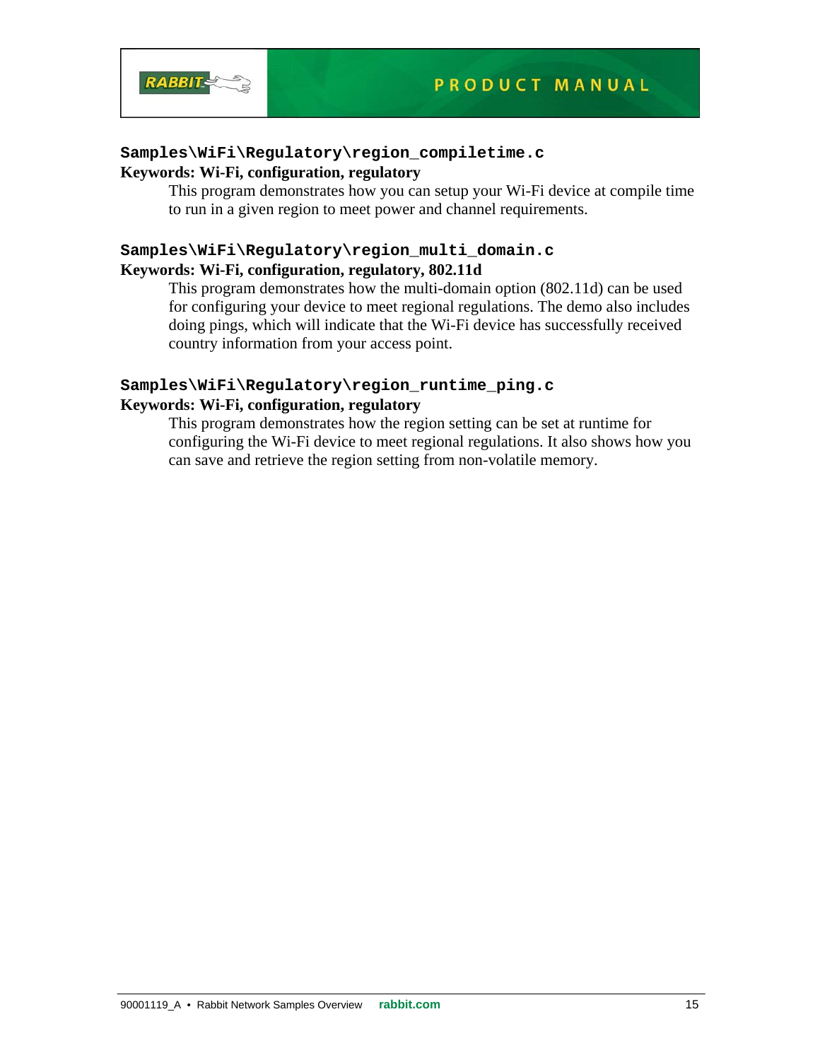### `Samples\WiFi\Regulatory\region_compiletime.c`

**Keywords: Wi-Fi, configuration, regulatory**

This program demonstrates how you can setup your Wi-Fi device at compile time to run in a given region to meet power and channel requirements.

### `Samples\WiFi\Regulatory\region_multi_domain.c`

**Keywords: Wi-Fi, configuration, regulatory, 802.11d**

This program demonstrates how the multi-domain option (802.11d) can be used for configuring your device to meet regional regulations. The demo also includes doing pings, which will indicate that the Wi-Fi device has successfully received country information from your access point.

### `Samples\WiFi\Regulatory\region_runtime_ping.c`

**Keywords: Wi-Fi, configuration, regulatory**

This program demonstrates how the region setting can be set at runtime for configuring the Wi-Fi device to meet regional regulations. It also shows how you can save and retrieve the region setting from non-volatile memory.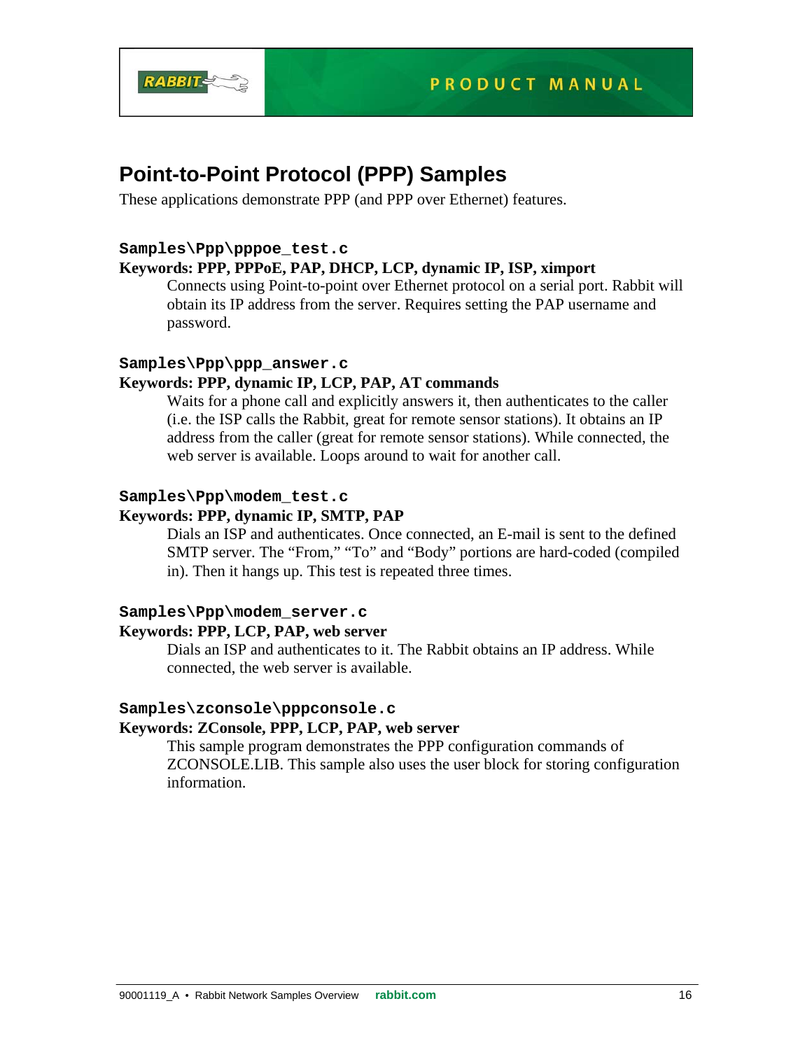## Point-to-Point Protocol (PPP) Samples

These applications demonstrate PPP (and PPP over Ethernet) features.

**`Samples\Ppp\pppoe_test.c`**

**Keywords: PPP, PPPoE, PAP, DHCP, LCP, dynamic IP, ISP, ximport**

Connects using Point-to-point over Ethernet protocol on a serial port. Rabbit will obtain its IP address from the server. Requires setting the PAP username and password.

**`Samples\Ppp\ppp_answer.c`**

**Keywords: PPP, dynamic IP, LCP, PAP, AT commands**

Waits for a phone call and explicitly answers it, then authenticates to the caller (i.e. the ISP calls the Rabbit, great for remote sensor stations). It obtains an IP address from the caller (great for remote sensor stations). While connected, the web server is available. Loops around to wait for another call.

**`Samples\Ppp\modem_test.c`**

**Keywords: PPP, dynamic IP, SMTP, PAP**

Dials an ISP and authenticates. Once connected, an E-mail is sent to the defined SMTP server. The "From," "To" and "Body" portions are hard-coded (compiled in). Then it hangs up. This test is repeated three times.

**`Samples\Ppp\modem_server.c`**

**Keywords: PPP, LCP, PAP, web server**

Dials an ISP and authenticates to it. The Rabbit obtains an IP address. While connected, the web server is available.

**`Samples\zconsole\pppconsole.c`**

**Keywords: ZConsole, PPP, LCP, PAP, web server**

This sample program demonstrates the PPP configuration commands of ZCONSOLE.LIB. This sample also uses the user block for storing configuration information.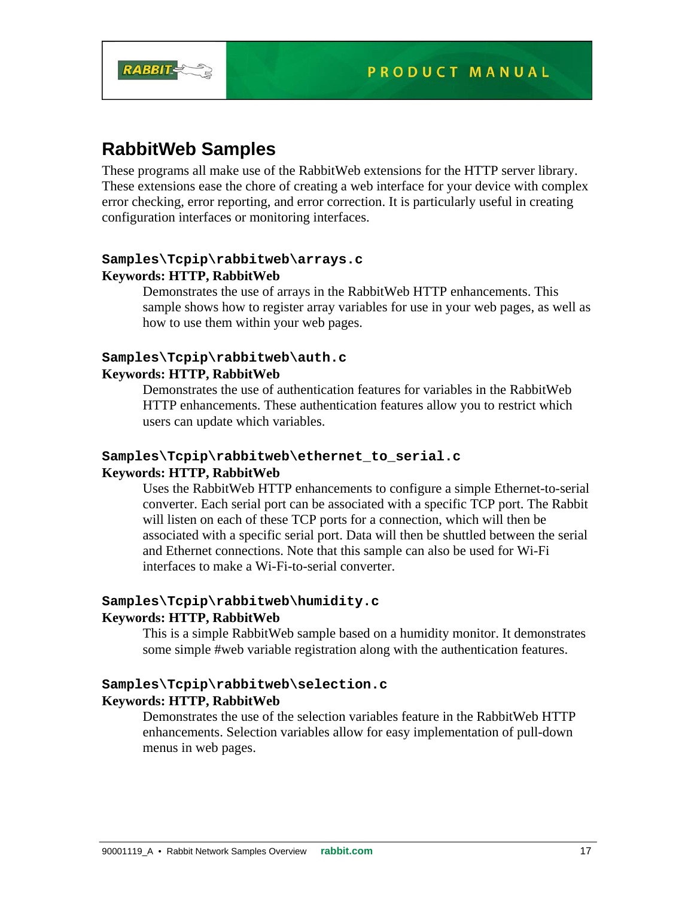## RabbitWeb Samples

These programs all make use of the RabbitWeb extensions for the HTTP server library. These extensions ease the chore of creating a web interface for your device with complex error checking, error reporting, and error correction. It is particularly useful in creating configuration interfaces or monitoring interfaces.

### `Samples\Tcpip\rabbitweb\arrays.c`

**Keywords: HTTP, RabbitWeb**

Demonstrates the use of arrays in the RabbitWeb HTTP enhancements. This sample shows how to register array variables for use in your web pages, as well as how to use them within your web pages.

### `Samples\Tcpip\rabbitweb\auth.c`

**Keywords: HTTP, RabbitWeb**

Demonstrates the use of authentication features for variables in the RabbitWeb HTTP enhancements. These authentication features allow you to restrict which users can update which variables.

### `Samples\Tcpip\rabbitweb\ethernet_to_serial.c`

**Keywords: HTTP, RabbitWeb**

Uses the RabbitWeb HTTP enhancements to configure a simple Ethernet-to-serial converter. Each serial port can be associated with a specific TCP port. The Rabbit will listen on each of these TCP ports for a connection, which will then be associated with a specific serial port. Data will then be shuttled between the serial and Ethernet connections. Note that this sample can also be used for Wi-Fi interfaces to make a Wi-Fi-to-serial converter.

### `Samples\Tcpip\rabbitweb\humidity.c`

**Keywords: HTTP, RabbitWeb**

This is a simple RabbitWeb sample based on a humidity monitor. It demonstrates some simple #web variable registration along with the authentication features.

### `Samples\Tcpip\rabbitweb\selection.c`

**Keywords: HTTP, RabbitWeb**

Demonstrates the use of the selection variables feature in the RabbitWeb HTTP enhancements. Selection variables allow for easy implementation of pull-down menus in web pages.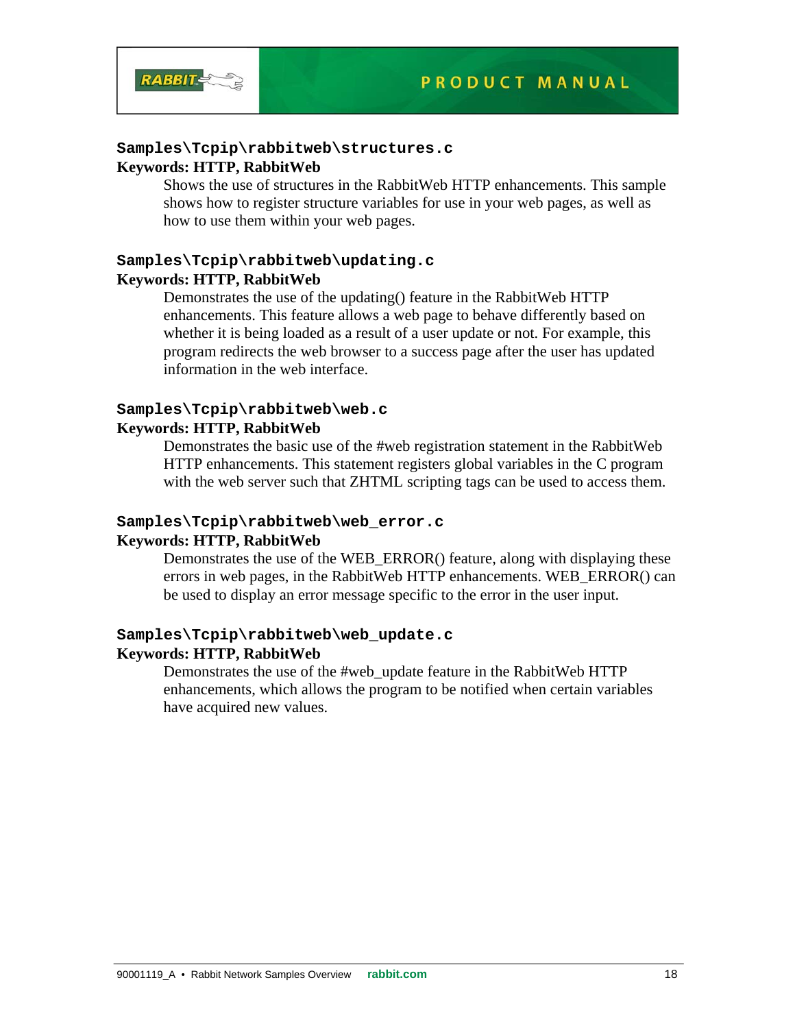### `Samples\Tcpip\rabbitweb\structures.c`

**Keywords: HTTP, RabbitWeb**

Shows the use of structures in the RabbitWeb HTTP enhancements. This sample shows how to register structure variables for use in your web pages, as well as how to use them within your web pages.

### `Samples\Tcpip\rabbitweb\updating.c`

**Keywords: HTTP, RabbitWeb**

Demonstrates the use of the updating() feature in the RabbitWeb HTTP enhancements. This feature allows a web page to behave differently based on whether it is being loaded as a result of a user update or not. For example, this program redirects the web browser to a success page after the user has updated information in the web interface.

### `Samples\Tcpip\rabbitweb\web.c`

**Keywords: HTTP, RabbitWeb**

Demonstrates the basic use of the #web registration statement in the RabbitWeb HTTP enhancements. This statement registers global variables in the C program with the web server such that ZHTML scripting tags can be used to access them.

### `Samples\Tcpip\rabbitweb\web_error.c`

**Keywords: HTTP, RabbitWeb**

Demonstrates the use of the WEB_ERROR() feature, along with displaying these errors in web pages, in the RabbitWeb HTTP enhancements. WEB_ERROR() can be used to display an error message specific to the error in the user input.

### `Samples\Tcpip\rabbitweb\web_update.c`

**Keywords: HTTP, RabbitWeb**

Demonstrates the use of the #web_update feature in the RabbitWeb HTTP enhancements, which allows the program to be notified when certain variables have acquired new values.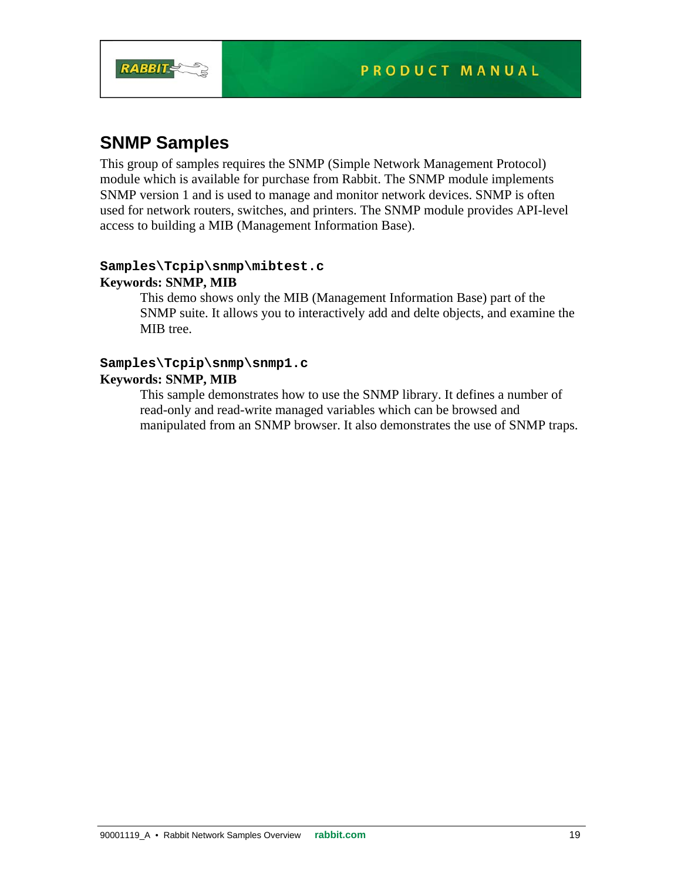## SNMP Samples

This group of samples requires the SNMP (Simple Network Management Protocol) module which is available for purchase from Rabbit. The SNMP module implements SNMP version 1 and is used to manage and monitor network devices. SNMP is often used for network routers, switches, and printers. The SNMP module provides API-level access to building a MIB (Management Information Base).

### `Samples\Tcpip\snmp\mibtest.c`

**Keywords: SNMP, MIB**

This demo shows only the MIB (Management Information Base) part of the SNMP suite. It allows you to interactively add and delte objects, and examine the MIB tree.

### `Samples\Tcpip\snmp\snmp1.c`

**Keywords: SNMP, MIB**

This sample demonstrates how to use the SNMP library. It defines a number of read-only and read-write managed variables which can be browsed and manipulated from an SNMP browser. It also demonstrates the use of SNMP traps.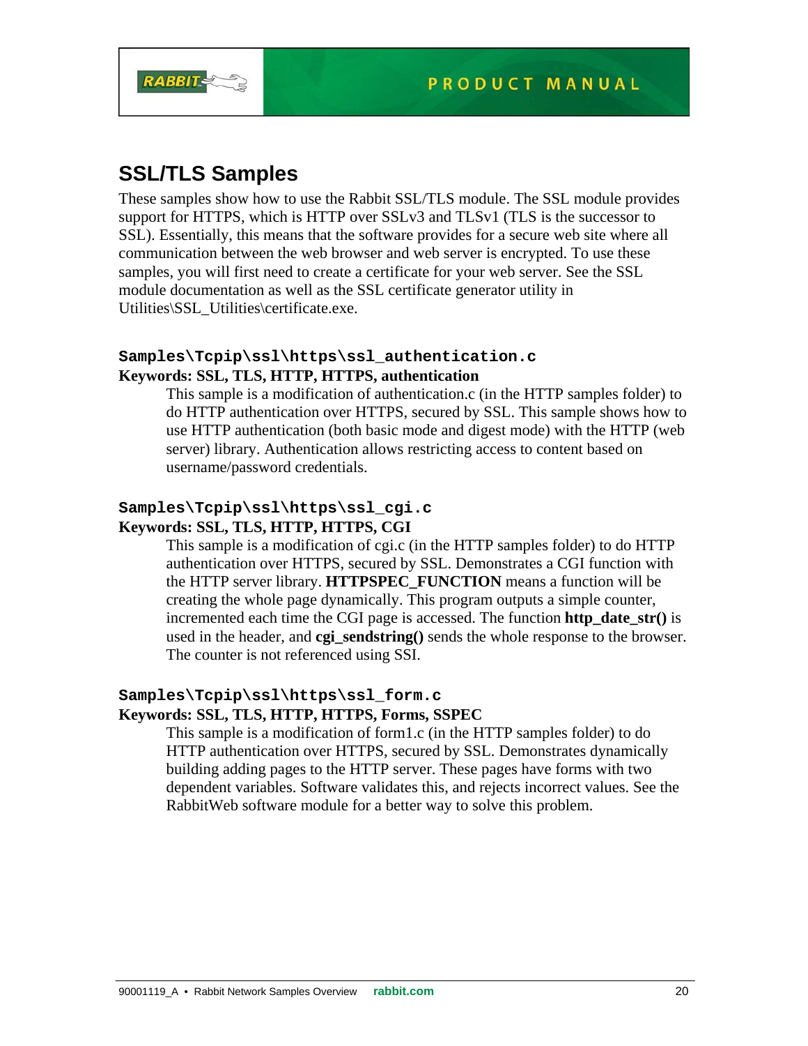## SSL/TLS Samples

These samples show how to use the Rabbit SSL/TLS module. The SSL module provides support for HTTPS, which is HTTP over SSLv3 and TLSv1 (TLS is the successor to SSL). Essentially, this means that the software provides for a secure web site where all communication between the web browser and web server is encrypted. To use these samples, you will first need to create a certificate for your web server. See the SSL module documentation as well as the SSL certificate generator utility in Utilities\SSL_Utilities\certificate.exe.

### `Samples\Tcpip\ssl\https\ssl_authentication.c`

**Keywords: SSL, TLS, HTTP, HTTPS, authentication**

This sample is a modification of authentication.c (in the HTTP samples folder) to do HTTP authentication over HTTPS, secured by SSL. This sample shows how to use HTTP authentication (both basic mode and digest mode) with the HTTP (web server) library. Authentication allows restricting access to content based on username/password credentials.

### `Samples\Tcpip\ssl\https\ssl_cgi.c`

**Keywords: SSL, TLS, HTTP, HTTPS, CGI**

This sample is a modification of cgi.c (in the HTTP samples folder) to do HTTP authentication over HTTPS, secured by SSL. Demonstrates a CGI function with the HTTP server library. **HTTPSPEC_FUNCTION** means a function will be creating the whole page dynamically. This program outputs a simple counter, incremented each time the CGI page is accessed. The function **http_date_str()** is used in the header, and **cgi_sendstring()** sends the whole response to the browser. The counter is not referenced using SSI.

### `Samples\Tcpip\ssl\https\ssl_form.c`

**Keywords: SSL, TLS, HTTP, HTTPS, Forms, SSPEC**

This sample is a modification of form1.c (in the HTTP samples folder) to do HTTP authentication over HTTPS, secured by SSL. Demonstrates dynamically building adding pages to the HTTP server. These pages have forms with two dependent variables. Software validates this, and rejects incorrect values. See the RabbitWeb software module for a better way to solve this problem.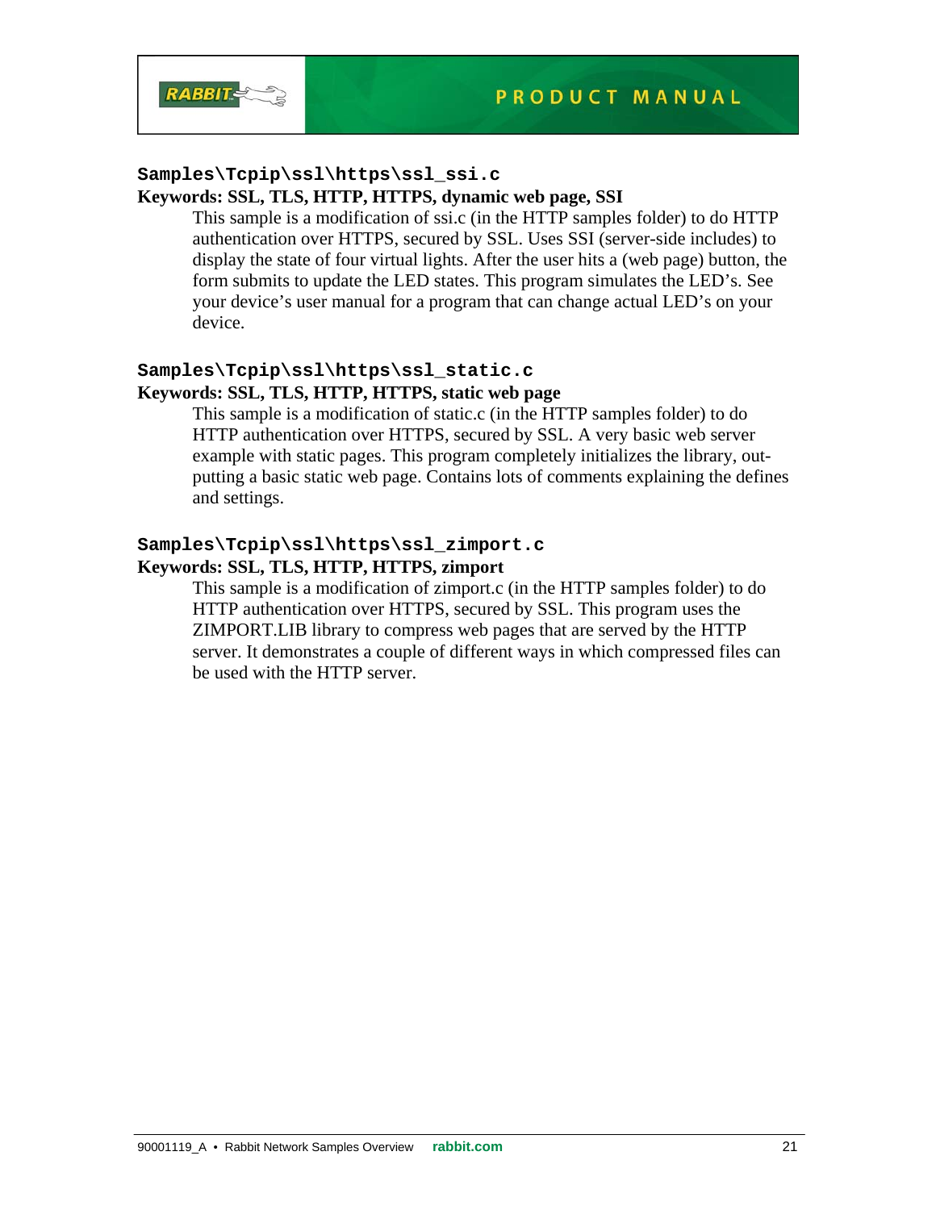### `Samples\Tcpip\ssl\https\ssl_ssi.c`

**Keywords: SSL, TLS, HTTP, HTTPS, dynamic web page, SSI**

This sample is a modification of ssi.c (in the HTTP samples folder) to do HTTP authentication over HTTPS, secured by SSL. Uses SSI (server-side includes) to display the state of four virtual lights. After the user hits a (web page) button, the form submits to update the LED states. This program simulates the LED's. See your device's user manual for a program that can change actual LED's on your device.

### `Samples\Tcpip\ssl\https\ssl_static.c`

**Keywords: SSL, TLS, HTTP, HTTPS, static web page**

This sample is a modification of static.c (in the HTTP samples folder) to do HTTP authentication over HTTPS, secured by SSL. A very basic web server example with static pages. This program completely initializes the library, outputting a basic static web page. Contains lots of comments explaining the defines and settings.

### `Samples\Tcpip\ssl\https\ssl_zimport.c`

**Keywords: SSL, TLS, HTTP, HTTPS, zimport**

This sample is a modification of zimport.c (in the HTTP samples folder) to do HTTP authentication over HTTPS, secured by SSL. This program uses the ZIMPORT.LIB library to compress web pages that are served by the HTTP server. It demonstrates a couple of different ways in which compressed files can be used with the HTTP server.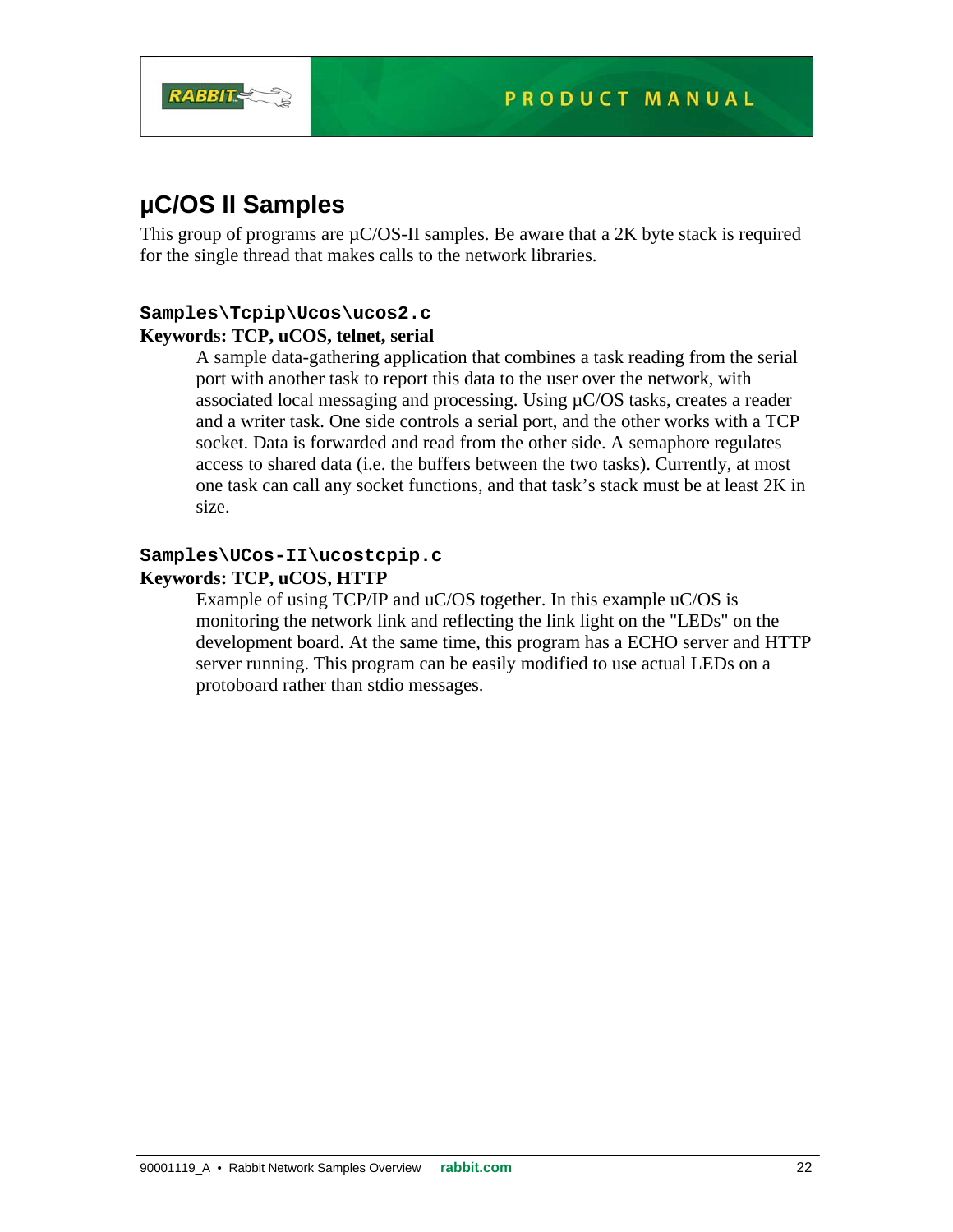## µC/OS II Samples

This group of programs are µC/OS-II samples. Be aware that a 2K byte stack is required for the single thread that makes calls to the network libraries.

### `Samples\Tcpip\Ucos\ucos2.c`

**Keywords: TCP, uCOS, telnet, serial**

A sample data-gathering application that combines a task reading from the serial port with another task to report this data to the user over the network, with associated local messaging and processing. Using µC/OS tasks, creates a reader and a writer task. One side controls a serial port, and the other works with a TCP socket. Data is forwarded and read from the other side. A semaphore regulates access to shared data (i.e. the buffers between the two tasks). Currently, at most one task can call any socket functions, and that task's stack must be at least 2K in size.

### `Samples\UCos-II\ucostcpip.c`

**Keywords: TCP, uCOS, HTTP**

Example of using TCP/IP and uC/OS together. In this example uC/OS is monitoring the network link and reflecting the link light on the "LEDs" on the development board. At the same time, this program has a ECHO server and HTTP server running. This program can be easily modified to use actual LEDs on a protoboard rather than stdio messages.